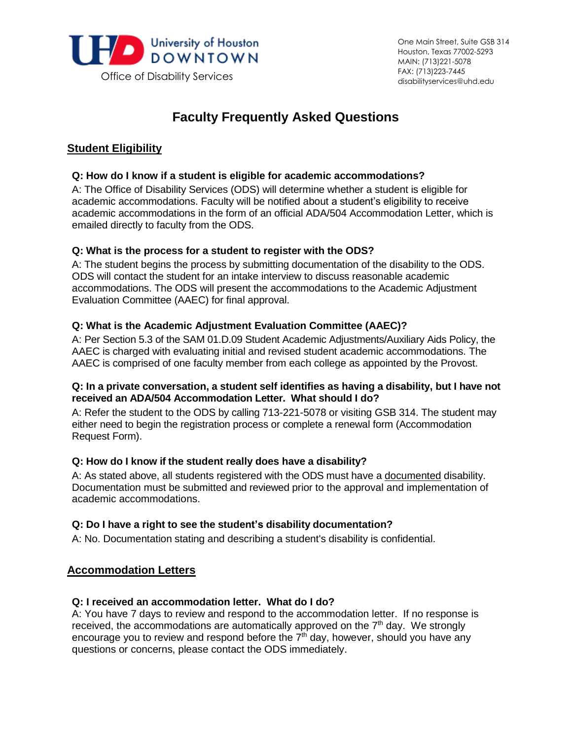University of Houston DOWNTOWN
Office of Disability Services

One Main Street, Suite GSB 314
Houston, Texas 77002-5293
MAIN: (713)221-5078
FAX: (713)223-7445
disabilityservices@uhd.edu

# Faculty Frequently Asked Questions

## Student Eligibility

**Q: How do I know if a student is eligible for academic accommodations?**
A: The Office of Disability Services (ODS) will determine whether a student is eligible for academic accommodations. Faculty will be notified about a student's eligibility to receive academic accommodations in the form of an official ADA/504 Accommodation Letter, which is emailed directly to faculty from the ODS.

**Q: What is the process for a student to register with the ODS?**
A: The student begins the process by submitting documentation of the disability to the ODS. ODS will contact the student for an intake interview to discuss reasonable academic accommodations. The ODS will present the accommodations to the Academic Adjustment Evaluation Committee (AAEC) for final approval.

**Q: What is the Academic Adjustment Evaluation Committee (AAEC)?**
A: Per Section 5.3 of the SAM 01.D.09 Student Academic Adjustments/Auxiliary Aids Policy, the AAEC is charged with evaluating initial and revised student academic accommodations. The AAEC is comprised of one faculty member from each college as appointed by the Provost.

**Q: In a private conversation, a student self identifies as having a disability, but I have not received an ADA/504 Accommodation Letter. What should I do?**
A: Refer the student to the ODS by calling 713-221-5078 or visiting GSB 314. The student may either need to begin the registration process or complete a renewal form (Accommodation Request Form).

**Q: How do I know if the student really does have a disability?**
A: As stated above, all students registered with the ODS must have a documented disability. Documentation must be submitted and reviewed prior to the approval and implementation of academic accommodations.

**Q: Do I have a right to see the student's disability documentation?**
A: No. Documentation stating and describing a student's disability is confidential.

## Accommodation Letters

**Q: I received an accommodation letter. What do I do?**
A: You have 7 days to review and respond to the accommodation letter. If no response is received, the accommodations are automatically approved on the 7th day. We strongly encourage you to review and respond before the 7th day, however, should you have any questions or concerns, please contact the ODS immediately.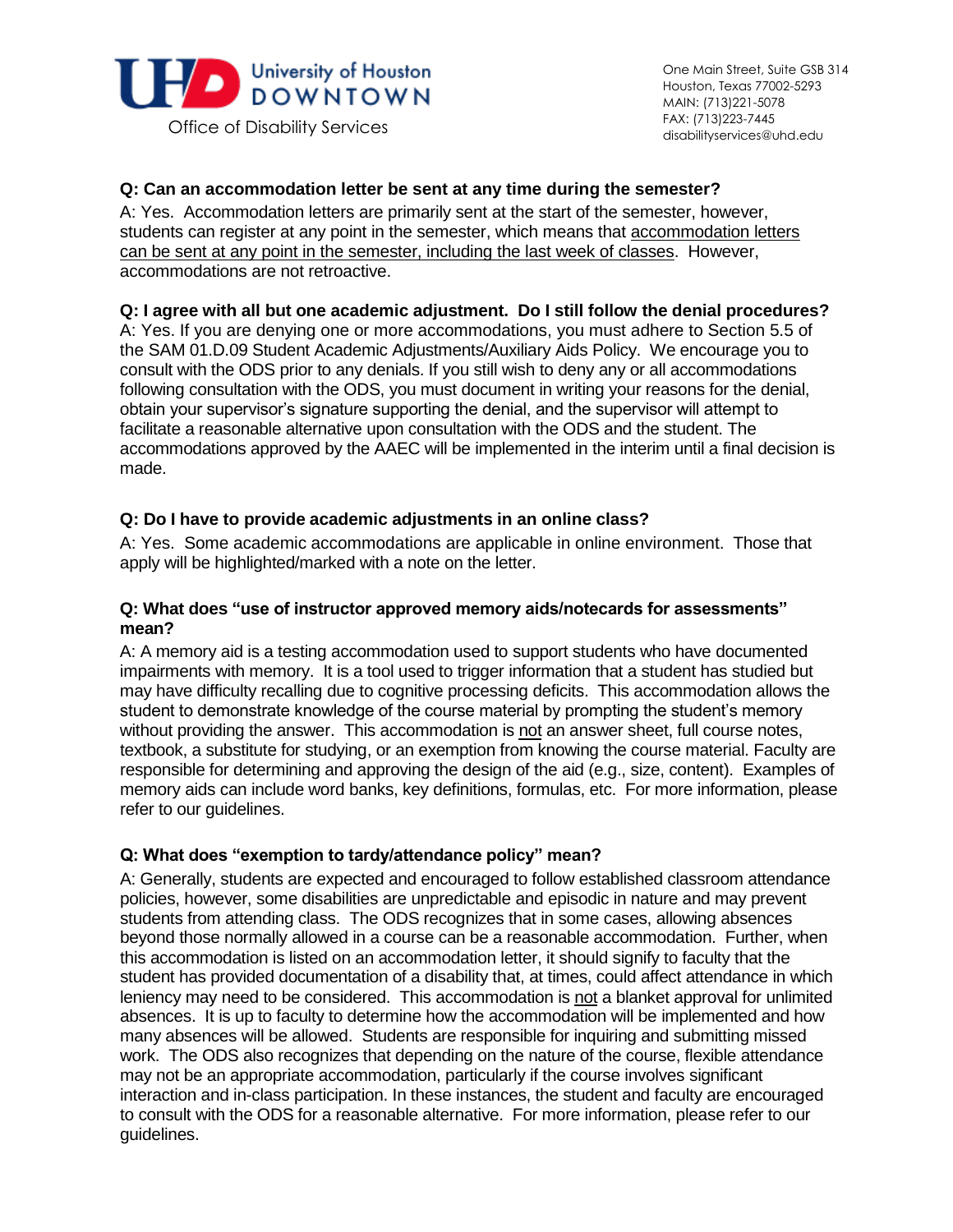University of Houston DOWNTOWN
Office of Disability Services

One Main Street, Suite GSB 314
Houston, Texas 77002-5293
MAIN: (713)221-5078
FAX: (713)223-7445
disabilityservices@uhd.edu

**Q: Can an accommodation letter be sent at any time during the semester?**

A: Yes. Accommodation letters are primarily sent at the start of the semester, however, students can register at any point in the semester, which means that <u>accommodation letters can be sent at any point in the semester, including the last week of classes</u>. However, accommodations are not retroactive.

**Q: I agree with all but one academic adjustment. Do I still follow the denial procedures?**

A: Yes. If you are denying one or more accommodations, you must adhere to Section 5.5 of the SAM 01.D.09 Student Academic Adjustments/Auxiliary Aids Policy. We encourage you to consult with the ODS prior to any denials. If you still wish to deny any or all accommodations following consultation with the ODS, you must document in writing your reasons for the denial, obtain your supervisor's signature supporting the denial, and the supervisor will attempt to facilitate a reasonable alternative upon consultation with the ODS and the student. The accommodations approved by the AAEC will be implemented in the interim until a final decision is made.

**Q: Do I have to provide academic adjustments in an online class?**

A: Yes. Some academic accommodations are applicable in online environment. Those that apply will be highlighted/marked with a note on the letter.

**Q: What does "use of instructor approved memory aids/notecards for assessments" mean?**

A: A memory aid is a testing accommodation used to support students who have documented impairments with memory. It is a tool used to trigger information that a student has studied but may have difficulty recalling due to cognitive processing deficits. This accommodation allows the student to demonstrate knowledge of the course material by prompting the student's memory without providing the answer. This accommodation is <u>not</u> an answer sheet, full course notes, textbook, a substitute for studying, or an exemption from knowing the course material. Faculty are responsible for determining and approving the design of the aid (e.g., size, content). Examples of memory aids can include word banks, key definitions, formulas, etc. For more information, please refer to our guidelines.

**Q: What does "exemption to tardy/attendance policy" mean?**

A: Generally, students are expected and encouraged to follow established classroom attendance policies, however, some disabilities are unpredictable and episodic in nature and may prevent students from attending class. The ODS recognizes that in some cases, allowing absences beyond those normally allowed in a course can be a reasonable accommodation. Further, when this accommodation is listed on an accommodation letter, it should signify to faculty that the student has provided documentation of a disability that, at times, could affect attendance in which leniency may need to be considered. This accommodation is <u>not</u> a blanket approval for unlimited absences. It is up to faculty to determine how the accommodation will be implemented and how many absences will be allowed. Students are responsible for inquiring and submitting missed work. The ODS also recognizes that depending on the nature of the course, flexible attendance may not be an appropriate accommodation, particularly if the course involves significant interaction and in-class participation. In these instances, the student and faculty are encouraged to consult with the ODS for a reasonable alternative. For more information, please refer to our guidelines.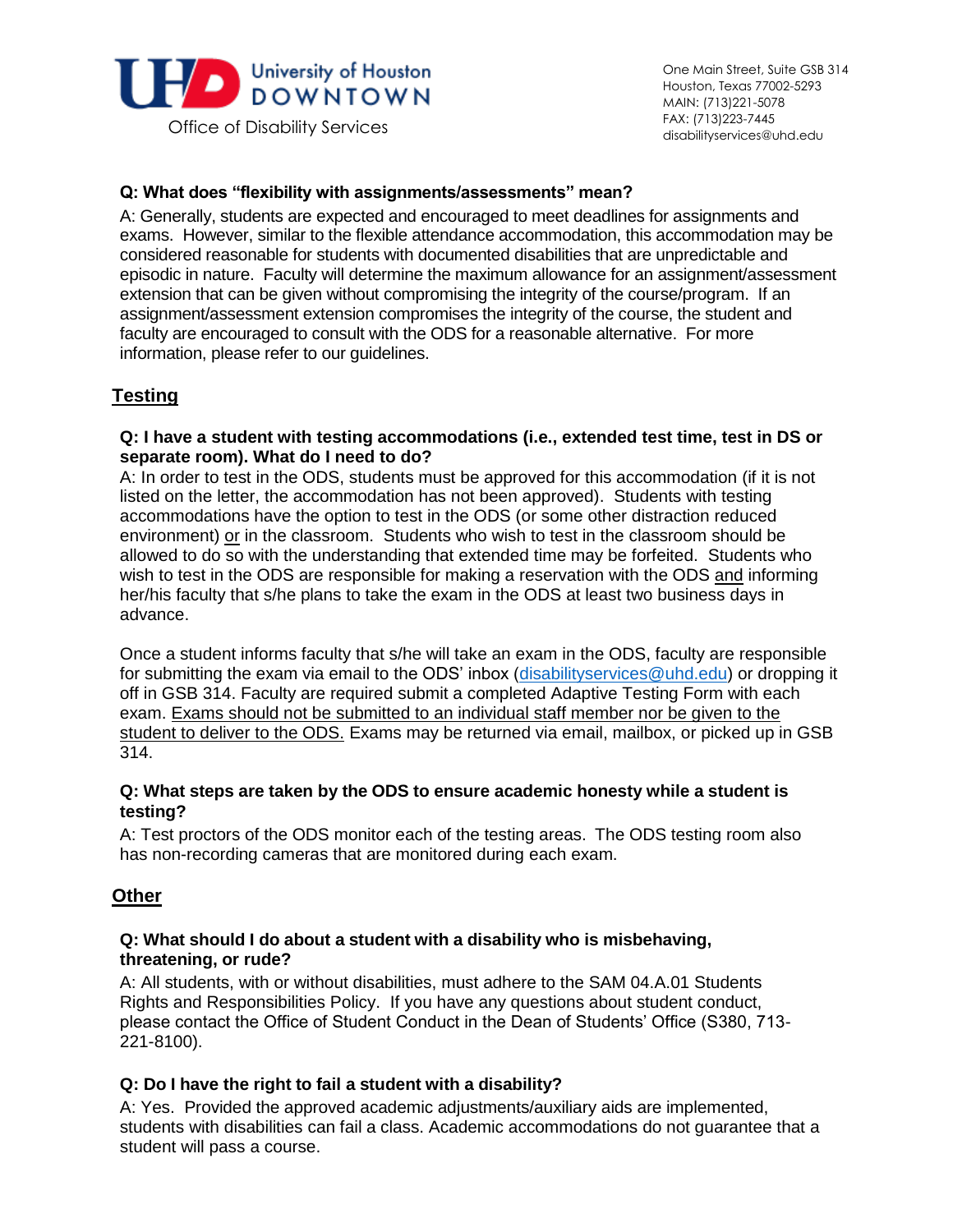**Q: What does "flexibility with assignments/assessments" mean?**

A: Generally, students are expected and encouraged to meet deadlines for assignments and exams. However, similar to the flexible attendance accommodation, this accommodation may be considered reasonable for students with documented disabilities that are unpredictable and episodic in nature. Faculty will determine the maximum allowance for an assignment/assessment extension that can be given without compromising the integrity of the course/program. If an assignment/assessment extension compromises the integrity of the course, the student and faculty are encouraged to consult with the ODS for a reasonable alternative. For more information, please refer to our guidelines.

## Testing

**Q: I have a student with testing accommodations (i.e., extended test time, test in DS or separate room). What do I need to do?**

A: In order to test in the ODS, students must be approved for this accommodation (if it is not listed on the letter, the accommodation has not been approved). Students with testing accommodations have the option to test in the ODS (or some other distraction reduced environment) or in the classroom. Students who wish to test in the classroom should be allowed to do so with the understanding that extended time may be forfeited. Students who wish to test in the ODS are responsible for making a reservation with the ODS and informing her/his faculty that s/he plans to take the exam in the ODS at least two business days in advance.

Once a student informs faculty that s/he will take an exam in the ODS, faculty are responsible for submitting the exam via email to the ODS' inbox (disabilityservices@uhd.edu) or dropping it off in GSB 314. Faculty are required submit a completed Adaptive Testing Form with each exam. Exams should not be submitted to an individual staff member nor be given to the student to deliver to the ODS. Exams may be returned via email, mailbox, or picked up in GSB 314.

**Q: What steps are taken by the ODS to ensure academic honesty while a student is testing?**

A: Test proctors of the ODS monitor each of the testing areas. The ODS testing room also has non-recording cameras that are monitored during each exam.

## Other

**Q: What should I do about a student with a disability who is misbehaving, threatening, or rude?**

A: All students, with or without disabilities, must adhere to the SAM 04.A.01 Students Rights and Responsibilities Policy. If you have any questions about student conduct, please contact the Office of Student Conduct in the Dean of Students' Office (S380, 713-221-8100).

**Q: Do I have the right to fail a student with a disability?**

A: Yes. Provided the approved academic adjustments/auxiliary aids are implemented, students with disabilities can fail a class. Academic accommodations do not guarantee that a student will pass a course.